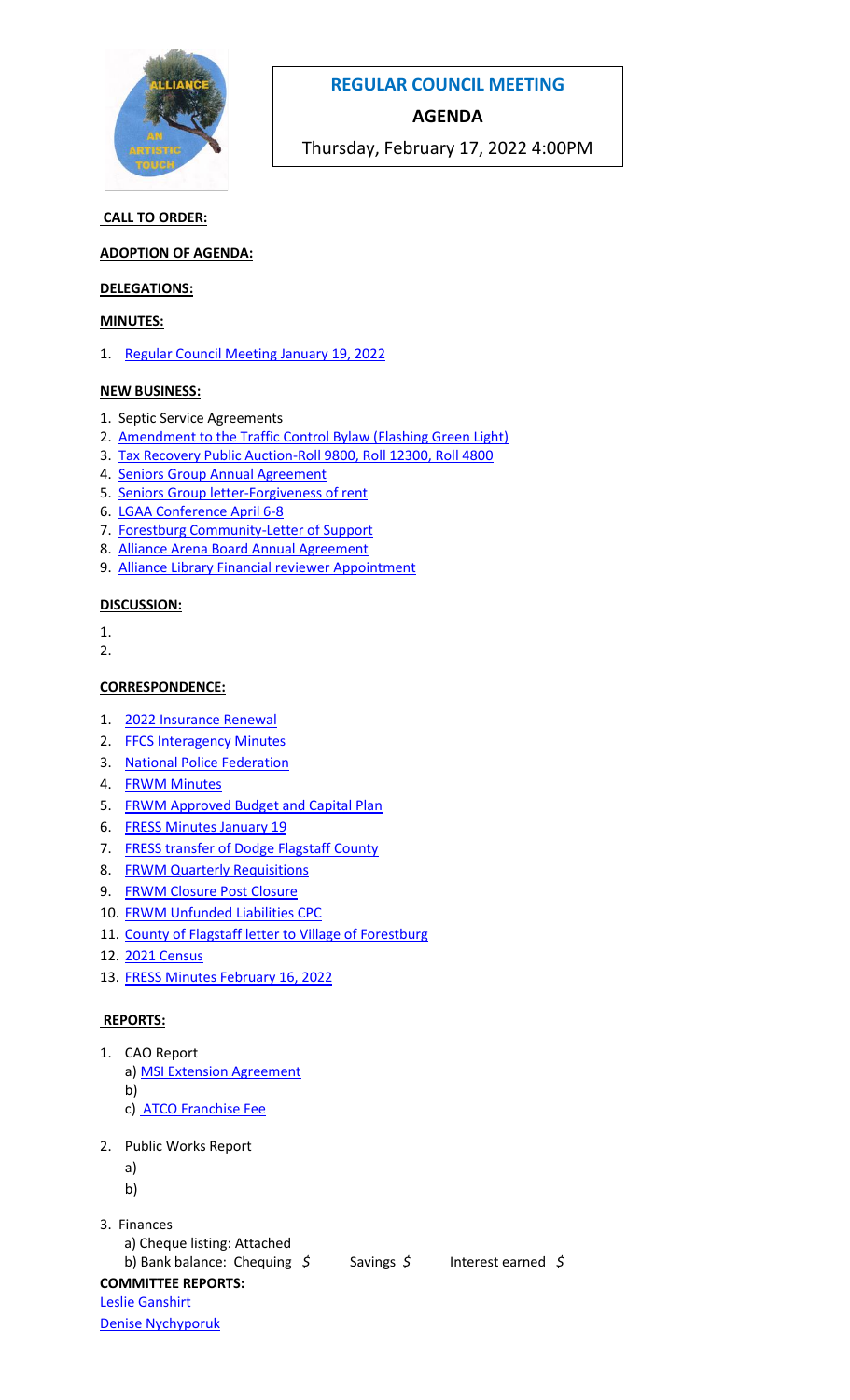# REGULAR COUNCIL MEETING

## AGENDA

Thursday, February 17, 2022 4:00PM

**CALL TO ORDER:**

**ADOPTION OF AGENDA:**

**DELEGATIONS:**

**MINUTES:**

1. Regular Council Meeting January 19, 2022

**NEW BUSINESS:**

1. Septic Service Agreements
2. Amendment to the Traffic Control Bylaw (Flashing Green Light)
3. Tax Recovery Public Auction-Roll 9800, Roll 12300, Roll 4800
4. Seniors Group Annual Agreement
5. Seniors Group letter-Forgiveness of rent
6. LGAA Conference April 6-8
7. Forestburg Community-Letter of Support
8. Alliance Arena Board Annual Agreement
9. Alliance Library Financial reviewer Appointment

**DISCUSSION:**

1.
2.

**CORRESPONDENCE:**

1. 2022 Insurance Renewal
2. FFCS Interagency Minutes
3. National Police Federation
4. FRWM Minutes
5. FRWM Approved Budget and Capital Plan
6. FRESS Minutes January 19
7. FRESS transfer of Dodge Flagstaff County
8. FRWM Quarterly Requisitions
9. FRWM Closure Post Closure
10. FRWM Unfunded Liabilities CPC
11. County of Flagstaff letter to Village of Forestburg
12. 2021 Census
13. FRESS Minutes February 16, 2022

**REPORTS:**

1. CAO Report
   a) MSI Extension Agreement
   b)
   c) ATCO Franchise Fee
2. Public Works Report
   a)
   b)
3. Finances
   a) Cheque listing: Attached
   b) Bank balance: Chequing $ Savings $ Interest earned $

**COMMITTEE REPORTS:**

Leslie Ganshirt

Denise Nychyporuk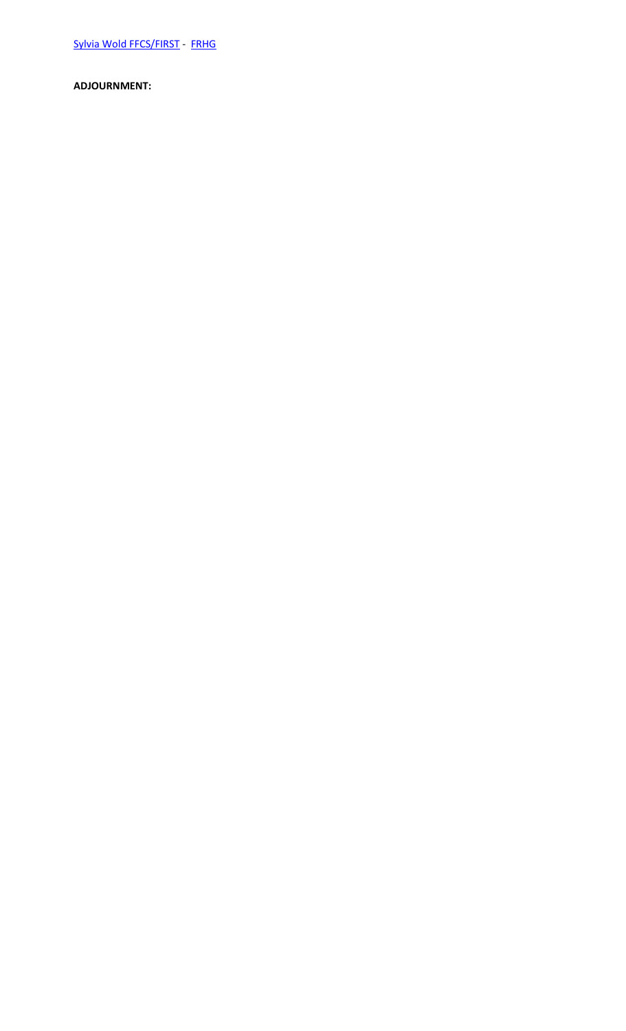Sylvia Wold FFCS/FIRST - FRHG

**ADJOURNMENT:**